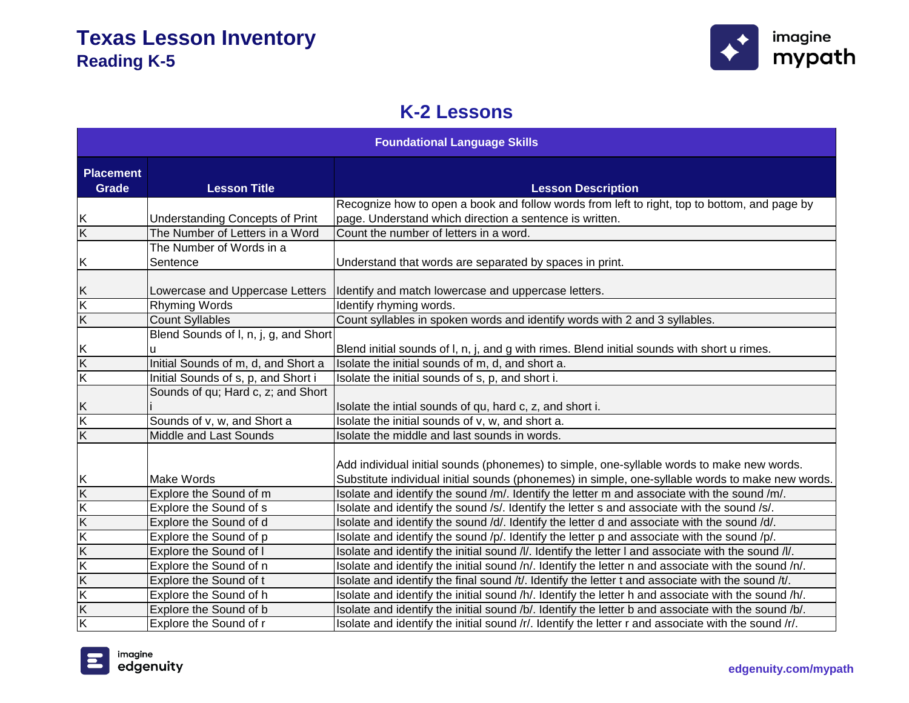# Texas Lesson Inventory
## Reading K-5

## K-2 Lessons

| Foundational Language Skills | | |
|---|---|---|
| **Placement Grade** | **Lesson Title** | **Lesson Description** |
| K | Understanding Concepts of Print | Recognize how to open a book and follow words from left to right, top to bottom, and page by page. Understand which direction a sentence is written. |
| K | The Number of Letters in a Word | Count the number of letters in a word. |
| K | The Number of Words in a Sentence | Understand that words are separated by spaces in print. |
| K | Lowercase and Uppercase Letters | Identify and match lowercase and uppercase letters. |
| K | Rhyming Words | Identify rhyming words. |
| K | Count Syllables | Count syllables in spoken words and identify words with 2 and 3 syllables. |
| K | Blend Sounds of l, n, j, g, and Short u | Blend initial sounds of l, n, j, and g with rimes. Blend initial sounds with short u rimes. |
| K | Initial Sounds of m, d, and Short a | Isolate the initial sounds of m, d, and short a. |
| K | Initial Sounds of s, p, and Short i | Isolate the initial sounds of s, p, and short i. |
| K | Sounds of qu; Hard c, z; and Short i | Isolate the intial sounds of qu, hard c, z, and short i. |
| K | Sounds of v, w, and Short a | Isolate the initial sounds of v, w, and short a. |
| K | Middle and Last Sounds | Isolate the middle and last sounds in words. |
| K | Make Words | Add individual initial sounds (phonemes) to simple, one-syllable words to make new words. Substitute individual initial sounds (phonemes) in simple, one-syllable words to make new words. |
| K | Explore the Sound of m | Isolate and identify the sound /m/. Identify the letter m and associate with the sound /m/. |
| K | Explore the Sound of s | Isolate and identify the sound /s/. Identify the letter s and associate with the sound /s/. |
| K | Explore the Sound of d | Isolate and identify the sound /d/. Identify the letter d and associate with the sound /d/. |
| K | Explore the Sound of p | Isolate and identify the sound /p/. Identify the letter p and associate with the sound /p/. |
| K | Explore the Sound of l | Isolate and identify the initial sound /l/. Identify the letter l and associate with the sound /l/. |
| K | Explore the Sound of n | Isolate and identify the initial sound /n/. Identify the letter n and associate with the sound /n/. |
| K | Explore the Sound of t | Isolate and identify the final sound /t/. Identify the letter t and associate with the sound /t/. |
| K | Explore the Sound of h | Isolate and identify the initial sound /h/. Identify the letter h and associate with the sound /h/. |
| K | Explore the Sound of b | Isolate and identify the initial sound /b/. Identify the letter b and associate with the sound /b/. |
| K | Explore the Sound of r | Isolate and identify the initial sound /r/. Identify the letter r and associate with the sound /r/. |

edgenuity.com/mypath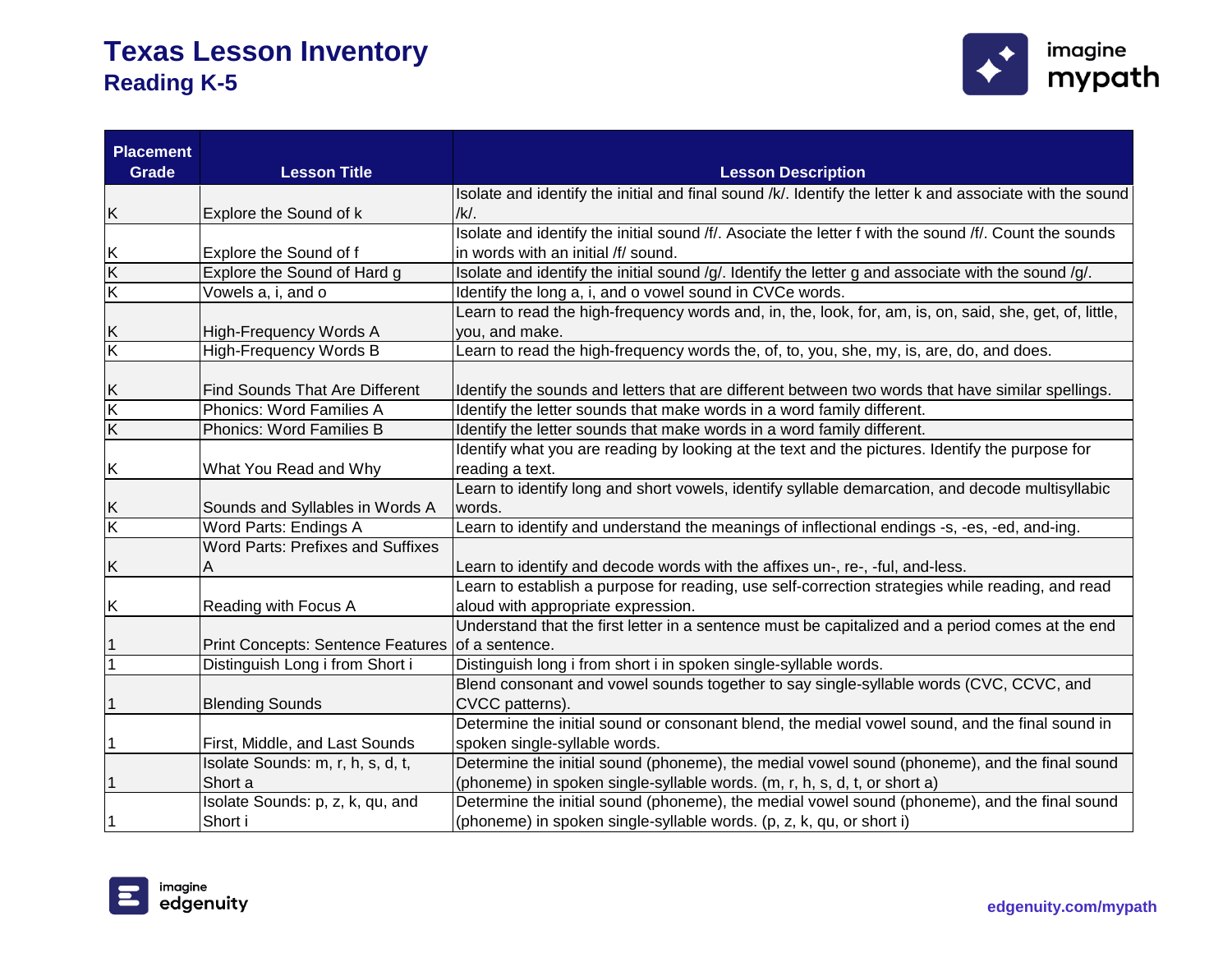# Texas Lesson Inventory
## Reading K-5

| Placement Grade | Lesson Title | Lesson Description |
|---|---|---|
| K | Explore the Sound of k | Isolate and identify the initial and final sound /k/. Identify the letter k and associate with the sound /k/. |
| K | Explore the Sound of f | Isolate and identify the initial sound /f/. Asociate the letter f with the sound /f/. Count the sounds in words with an initial /f/ sound. |
| K | Explore the Sound of Hard g | Isolate and identify the initial sound /g/. Identify the letter g and associate with the sound /g/. |
| K | Vowels a, i, and o | Identify the long a, i, and o vowel sound in CVCe words. |
| K | High-Frequency Words A | Learn to read the high-frequency words and, in, the, look, for, am, is, on, said, she, get, of, little, you, and make. |
| K | High-Frequency Words B | Learn to read the high-frequency words the, of, to, you, she, my, is, are, do, and does. |
| K | Find Sounds That Are Different | Identify the sounds and letters that are different between two words that have similar spellings. |
| K | Phonics: Word Families A | Identify the letter sounds that make words in a word family different. |
| K | Phonics: Word Families B | Identify the letter sounds that make words in a word family different. |
| K | What You Read and Why | Identify what you are reading by looking at the text and the pictures. Identify the purpose for reading a text. |
| K | Sounds and Syllables in Words A | Learn to identify long and short vowels, identify syllable demarcation, and decode multisyllabic words. |
| K | Word Parts: Endings A | Learn to identify and understand the meanings of inflectional endings -s, -es, -ed, and-ing. |
| K | Word Parts: Prefixes and Suffixes A | Learn to identify and decode words with the affixes un-, re-, -ful, and-less. |
| K | Reading with Focus A | Learn to establish a purpose for reading, use self-correction strategies while reading, and read aloud with appropriate expression. |
| 1 | Print Concepts: Sentence Features | Understand that the first letter in a sentence must be capitalized and a period comes at the end of a sentence. |
| 1 | Distinguish Long i from Short i | Distinguish long i from short i in spoken single-syllable words. |
| 1 | Blending Sounds | Blend consonant and vowel sounds together to say single-syllable words (CVC, CCVC, and CVCC patterns). |
| 1 | First, Middle, and Last Sounds | Determine the initial sound or consonant blend, the medial vowel sound, and the final sound in spoken single-syllable words. |
| 1 | Isolate Sounds: m, r, h, s, d, t, Short a | Determine the initial sound (phoneme), the medial vowel sound (phoneme), and the final sound (phoneme) in spoken single-syllable words. (m, r, h, s, d, t, or short a) |
| 1 | Isolate Sounds: p, z, k, qu, and Short i | Determine the initial sound (phoneme), the medial vowel sound (phoneme), and the final sound (phoneme) in spoken single-syllable words. (p, z, k, qu, or short i) |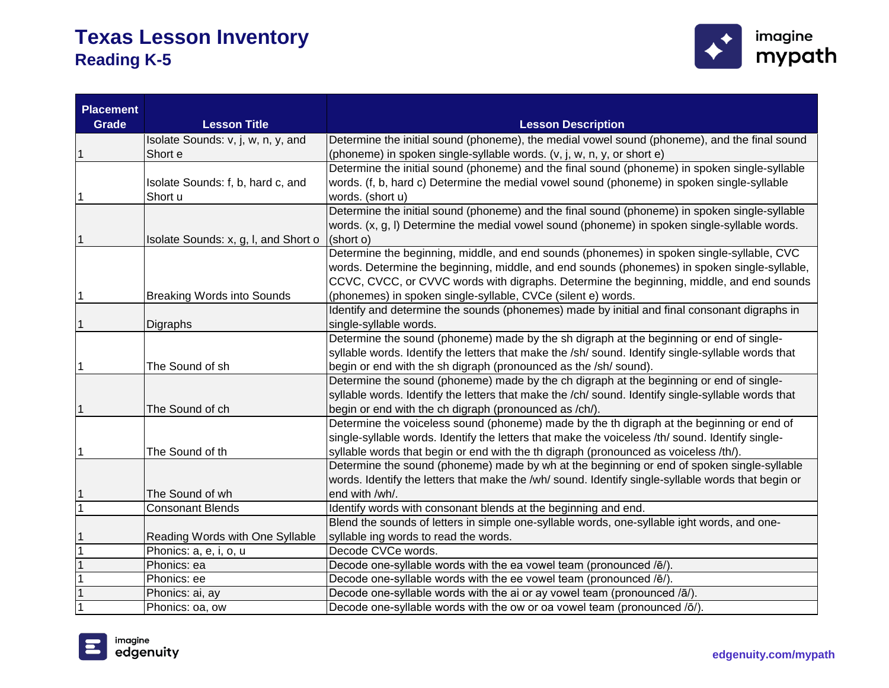# Texas Lesson Inventory

## Reading K-5

| Placement Grade | Lesson Title | Lesson Description |
|---|---|---|
| 1 | Isolate Sounds: v, j, w, n, y, and Short e | Determine the initial sound (phoneme), the medial vowel sound (phoneme), and the final sound (phoneme) in spoken single-syllable words. (v, j, w, n, y, or short e) |
| 1 | Isolate Sounds: f, b, hard c, and Short u | Determine the initial sound (phoneme) and the final sound (phoneme) in spoken single-syllable words. (f, b, hard c) Determine the medial vowel sound (phoneme) in spoken single-syllable words. (short u) |
| 1 | Isolate Sounds: x, g, l, and Short o | Determine the initial sound (phoneme) and the final sound (phoneme) in spoken single-syllable words. (x, g, l) Determine the medial vowel sound (phoneme) in spoken single-syllable words. (short o) |
| 1 | Breaking Words into Sounds | Determine the beginning, middle, and end sounds (phonemes) in spoken single-syllable, CVC words. Determine the beginning, middle, and end sounds (phonemes) in spoken single-syllable, CCVC, CVCC, or CVVC words with digraphs. Determine the beginning, middle, and end sounds (phonemes) in spoken single-syllable, CVCe (silent e) words. |
| 1 | Digraphs | Identify and determine the sounds (phonemes) made by initial and final consonant digraphs in single-syllable words. |
| 1 | The Sound of sh | Determine the sound (phoneme) made by the sh digraph at the beginning or end of single-syllable words. Identify the letters that make the /sh/ sound. Identify single-syllable words that begin or end with the sh digraph (pronounced as the /sh/ sound). |
| 1 | The Sound of ch | Determine the sound (phoneme) made by the ch digraph at the beginning or end of single-syllable words. Identify the letters that make the /ch/ sound. Identify single-syllable words that begin or end with the ch digraph (pronounced as /ch/). |
| 1 | The Sound of th | Determine the voiceless sound (phoneme) made by the th digraph at the beginning or end of single-syllable words. Identify the letters that make the voiceless /th/ sound. Identify single-syllable words that begin or end with the th digraph (pronounced as voiceless /th/). |
| 1 | The Sound of wh | Determine the sound (phoneme) made by wh at the beginning or end of spoken single-syllable words. Identify the letters that make the /wh/ sound. Identify single-syllable words that begin or end with /wh/. |
| 1 | Consonant Blends | Identify words with consonant blends at the beginning and end. |
| 1 | Reading Words with One Syllable | Blend the sounds of letters in simple one-syllable words, one-syllable ight words, and one-syllable ing words to read the words. |
| 1 | Phonics: a, e, i, o, u | Decode CVCe words. |
| 1 | Phonics: ea | Decode one-syllable words with the ea vowel team (pronounced /ē/). |
| 1 | Phonics: ee | Decode one-syllable words with the ee vowel team (pronounced /ē/). |
| 1 | Phonics: ai, ay | Decode one-syllable words with the ai or ay vowel team (pronounced /ā/). |
| 1 | Phonics: oa, ow | Decode one-syllable words with the ow or oa vowel team (pronounced /ō/). |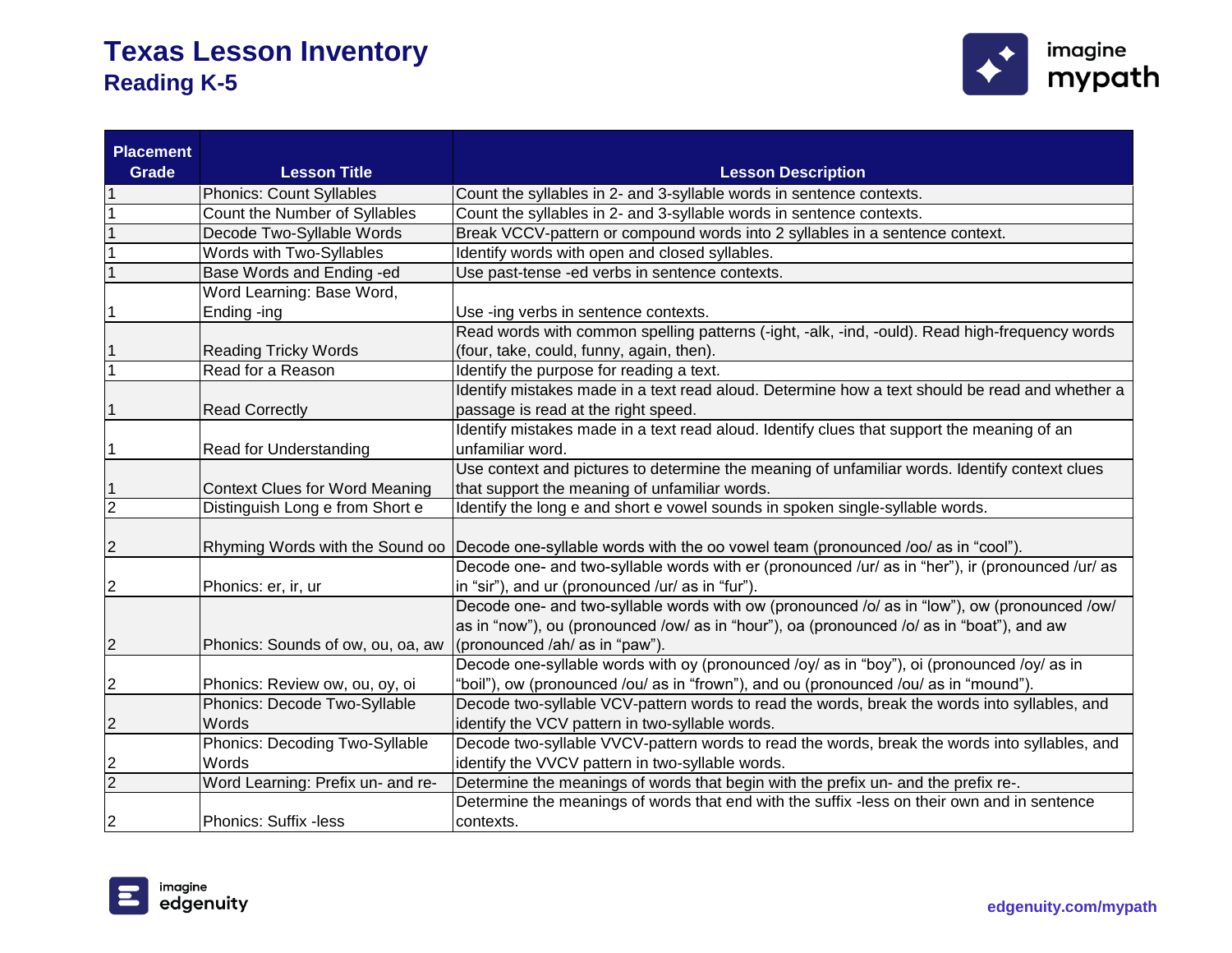# Texas Lesson Inventory

## Reading K-5

| Placement Grade | Lesson Title | Lesson Description |
|---|---|---|
| 1 | Phonics: Count Syllables | Count the syllables in 2- and 3-syllable words in sentence contexts. |
| 1 | Count the Number of Syllables | Count the syllables in 2- and 3-syllable words in sentence contexts. |
| 1 | Decode Two-Syllable Words | Break VCCV-pattern or compound words into 2 syllables in a sentence context. |
| 1 | Words with Two-Syllables | Identify words with open and closed syllables. |
| 1 | Base Words and Ending -ed | Use past-tense -ed verbs in sentence contexts. |
| 1 | Word Learning: Base Word, Ending -ing | Use -ing verbs in sentence contexts. |
| 1 | Reading Tricky Words | Read words with common spelling patterns (-ight, -alk, -ind, -ould). Read high-frequency words (four, take, could, funny, again, then). |
| 1 | Read for a Reason | Identify the purpose for reading a text. |
| 1 | Read Correctly | Identify mistakes made in a text read aloud. Determine how a text should be read and whether a passage is read at the right speed. |
| 1 | Read for Understanding | Identify mistakes made in a text read aloud. Identify clues that support the meaning of an unfamiliar word. |
| 1 | Context Clues for Word Meaning | Use context and pictures to determine the meaning of unfamiliar words. Identify context clues that support the meaning of unfamiliar words. |
| 2 | Distinguish Long e from Short e | Identify the long e and short e vowel sounds in spoken single-syllable words. |
| 2 | Rhyming Words with the Sound oo | Decode one-syllable words with the oo vowel team (pronounced /oo/ as in "cool"). |
| 2 | Phonics: er, ir, ur | Decode one- and two-syllable words with er (pronounced /ur/ as in "her"), ir (pronounced /ur/ as in "sir"), and ur (pronounced /ur/ as in "fur"). |
| 2 | Phonics: Sounds of ow, ou, oa, aw | Decode one- and two-syllable words with ow (pronounced /o/ as in "low"), ow (pronounced /ow/ as in "now"), ou (pronounced /ow/ as in "hour"), oa (pronounced /o/ as in "boat"), and aw (pronounced /ah/ as in "paw"). |
| 2 | Phonics: Review ow, ou, oy, oi | Decode one-syllable words with oy (pronounced /oy/ as in "boy"), oi (pronounced /oy/ as in "boil"), ow (pronounced /ou/ as in "frown"), and ou (pronounced /ou/ as in "mound"). |
| 2 | Phonics: Decode Two-Syllable Words | Decode two-syllable VCV-pattern words to read the words, break the words into syllables, and identify the VCV pattern in two-syllable words. |
| 2 | Phonics: Decoding Two-Syllable Words | Decode two-syllable VVCV-pattern words to read the words, break the words into syllables, and identify the VVCV pattern in two-syllable words. |
| 2 | Word Learning: Prefix un- and re- | Determine the meanings of words that begin with the prefix un- and the prefix re-. |
| 2 | Phonics: Suffix -less | Determine the meanings of words that end with the suffix -less on their own and in sentence contexts. |

edgenuity.com/mypath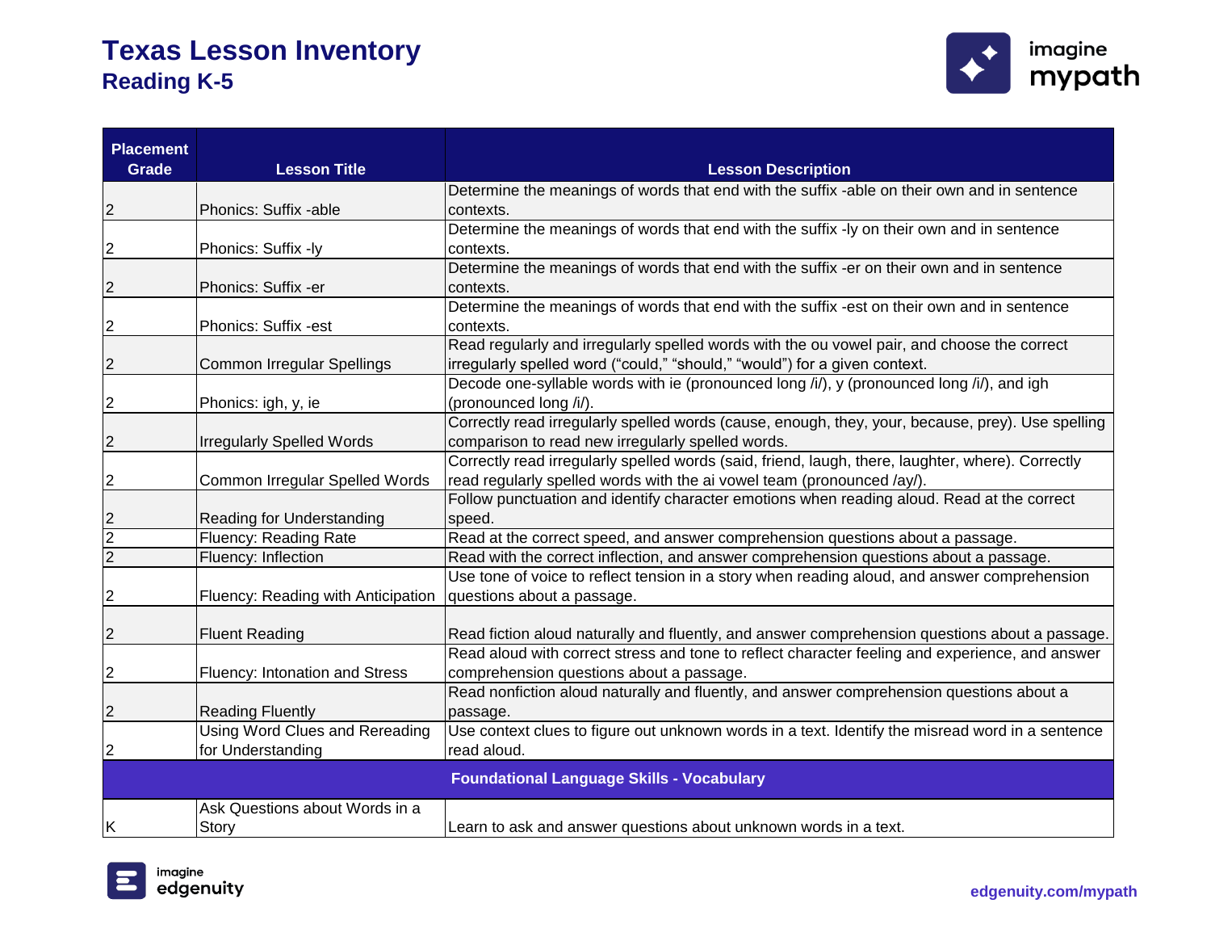# Texas Lesson Inventory
## Reading K-5

| Placement Grade | Lesson Title | Lesson Description |
|---|---|---|
| 2 | Phonics: Suffix -able | Determine the meanings of words that end with the suffix -able on their own and in sentence contexts. |
| 2 | Phonics: Suffix -ly | Determine the meanings of words that end with the suffix -ly on their own and in sentence contexts. |
| 2 | Phonics: Suffix -er | Determine the meanings of words that end with the suffix -er on their own and in sentence contexts. |
| 2 | Phonics: Suffix -est | Determine the meanings of words that end with the suffix -est on their own and in sentence contexts. |
| 2 | Common Irregular Spellings | Read regularly and irregularly spelled words with the ou vowel pair, and choose the correct irregularly spelled word (“could,” “should,” “would”) for a given context. |
| 2 | Phonics: igh, y, ie | Decode one-syllable words with ie (pronounced long /i/), y (pronounced long /i/), and igh (pronounced long /i/). |
| 2 | Irregularly Spelled Words | Correctly read irregularly spelled words (cause, enough, they, your, because, prey). Use spelling comparison to read new irregularly spelled words. |
| 2 | Common Irregular Spelled Words | Correctly read irregularly spelled words (said, friend, laugh, there, laughter, where). Correctly read regularly spelled words with the ai vowel team (pronounced /ay/). |
| 2 | Reading for Understanding | Follow punctuation and identify character emotions when reading aloud. Read at the correct speed. |
| 2 | Fluency: Reading Rate | Read at the correct speed, and answer comprehension questions about a passage. |
| 2 | Fluency: Inflection | Read with the correct inflection, and answer comprehension questions about a passage. |
| 2 | Fluency: Reading with Anticipation | Use tone of voice to reflect tension in a story when reading aloud, and answer comprehension questions about a passage. |
| 2 | Fluent Reading | Read fiction aloud naturally and fluently, and answer comprehension questions about a passage. |
| 2 | Fluency: Intonation and Stress | Read aloud with correct stress and tone to reflect character feeling and experience, and answer comprehension questions about a passage. |
| 2 | Reading Fluently | Read nonfiction aloud naturally and fluently, and answer comprehension questions about a passage. |
| 2 | Using Word Clues and Rereading for Understanding | Use context clues to figure out unknown words in a text. Identify the misread word in a sentence read aloud. |
| **Foundational Language Skills - Vocabulary** | | |
| K | Ask Questions about Words in a Story | Learn to ask and answer questions about unknown words in a text. |

edgenuity.com/mypath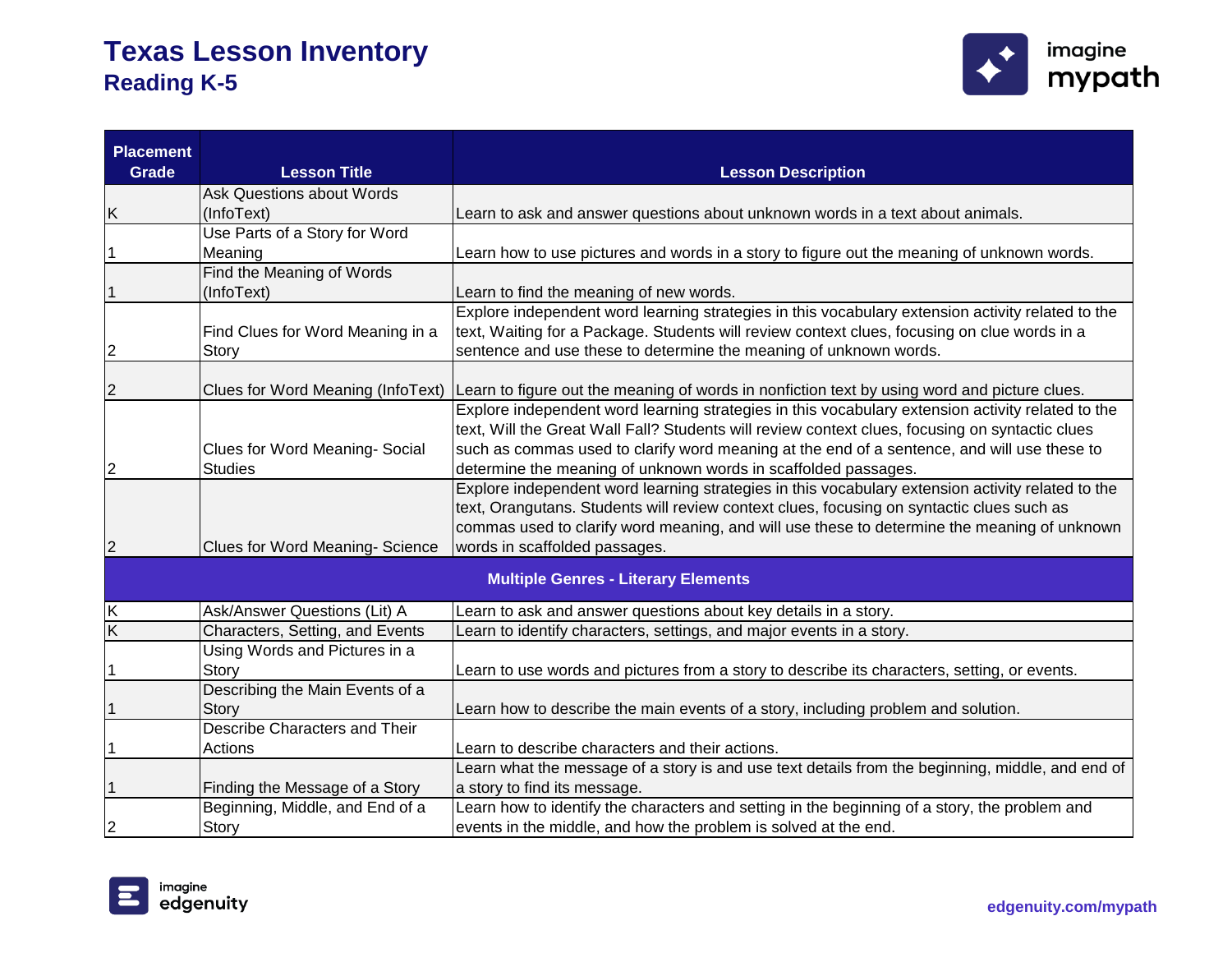# Texas Lesson Inventory
## Reading K-5

| Placement Grade | Lesson Title | Lesson Description |
|---|---|---|
| K | Ask Questions about Words (InfoText) | Learn to ask and answer questions about unknown words in a text about animals. |
| 1 | Use Parts of a Story for Word Meaning | Learn how to use pictures and words in a story to figure out the meaning of unknown words. |
| 1 | Find the Meaning of Words (InfoText) | Learn to find the meaning of new words. |
| 2 | Find Clues for Word Meaning in a Story | Explore independent word learning strategies in this vocabulary extension activity related to the text, Waiting for a Package. Students will review context clues, focusing on clue words in a sentence and use these to determine the meaning of unknown words. |
| 2 | Clues for Word Meaning (InfoText) | Learn to figure out the meaning of words in nonfiction text by using word and picture clues. |
| 2 | Clues for Word Meaning- Social Studies | Explore independent word learning strategies in this vocabulary extension activity related to the text, Will the Great Wall Fall? Students will review context clues, focusing on syntactic clues such as commas used to clarify word meaning at the end of a sentence, and will use these to determine the meaning of unknown words in scaffolded passages. |
| 2 | Clues for Word Meaning- Science | Explore independent word learning strategies in this vocabulary extension activity related to the text, Orangutans. Students will review context clues, focusing on syntactic clues such as commas used to clarify word meaning, and will use these to determine the meaning of unknown words in scaffolded passages. |
| **Multiple Genres - Literary Elements** | | |
| K | Ask/Answer Questions (Lit) A | Learn to ask and answer questions about key details in a story. |
| K | Characters, Setting, and Events | Learn to identify characters, settings, and major events in a story. |
| 1 | Using Words and Pictures in a Story | Learn to use words and pictures from a story to describe its characters, setting, or events. |
| 1 | Describing the Main Events of a Story | Learn how to describe the main events of a story, including problem and solution. |
| 1 | Describe Characters and Their Actions | Learn to describe characters and their actions. |
| 1 | Finding the Message of a Story | Learn what the message of a story is and use text details from the beginning, middle, and end of a story to find its message. |
| 2 | Beginning, Middle, and End of a Story | Learn how to identify the characters and setting in the beginning of a story, the problem and events in the middle, and how the problem is solved at the end. |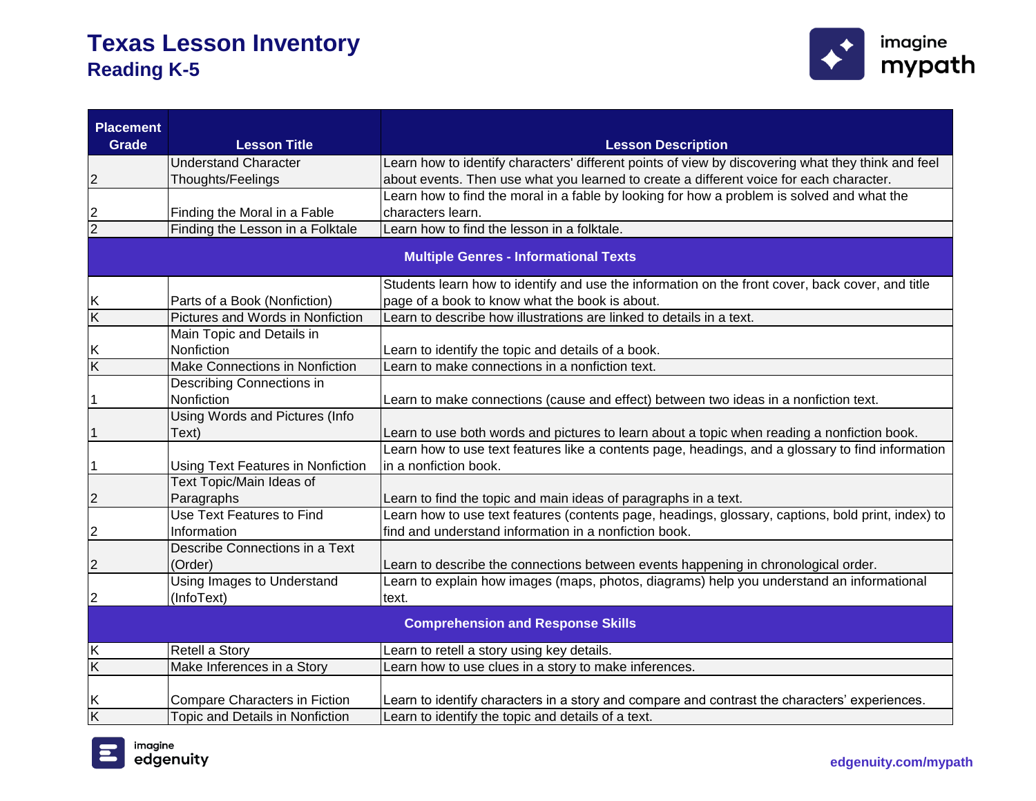# Texas Lesson Inventory
## Reading K-5

| Placement Grade | Lesson Title | Lesson Description |
|---|---|---|
| 2 | Understand Character Thoughts/Feelings | Learn how to identify characters' different points of view by discovering what they think and feel about events. Then use what you learned to create a different voice for each character. |
| 2 | Finding the Moral in a Fable | Learn how to find the moral in a fable by looking for how a problem is solved and what the characters learn. |
| 2 | Finding the Lesson in a Folktale | Learn how to find the lesson in a folktale. |
| **Multiple Genres - Informational Texts** | | |
| K | Parts of a Book (Nonfiction) | Students learn how to identify and use the information on the front cover, back cover, and title page of a book to know what the book is about. |
| K | Pictures and Words in Nonfiction | Learn to describe how illustrations are linked to details in a text. |
| K | Main Topic and Details in Nonfiction | Learn to identify the topic and details of a book. |
| K | Make Connections in Nonfiction | Learn to make connections in a nonfiction text. |
| 1 | Describing Connections in Nonfiction | Learn to make connections (cause and effect) between two ideas in a nonfiction text. |
| 1 | Using Words and Pictures (Info Text) | Learn to use both words and pictures to learn about a topic when reading a nonfiction book. |
| 1 | Using Text Features in Nonfiction | Learn how to use text features like a contents page, headings, and a glossary to find information in a nonfiction book. |
| 2 | Text Topic/Main Ideas of Paragraphs | Learn to find the topic and main ideas of paragraphs in a text. |
| 2 | Use Text Features to Find Information | Learn how to use text features (contents page, headings, glossary, captions, bold print, index) to find and understand information in a nonfiction book. |
| 2 | Describe Connections in a Text (Order) | Learn to describe the connections between events happening in chronological order. |
| 2 | Using Images to Understand (InfoText) | Learn to explain how images (maps, photos, diagrams) help you understand an informational text. |
| **Comprehension and Response Skills** | | |
| K | Retell a Story | Learn to retell a story using key details. |
| K | Make Inferences in a Story | Learn how to use clues in a story to make inferences. |
| K | Compare Characters in Fiction | Learn to identify characters in a story and compare and contrast the characters' experiences. |
| K | Topic and Details in Nonfiction | Learn to identify the topic and details of a text. |

edgenuity.com/mypath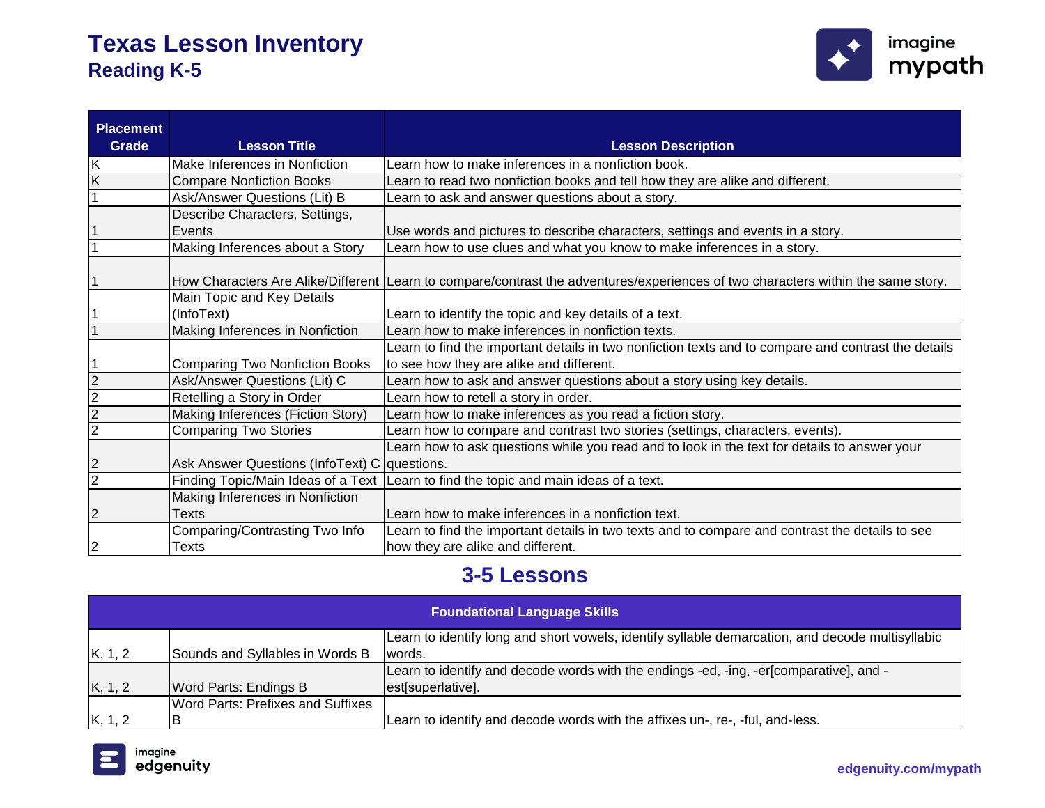# Texas Lesson Inventory
## Reading K-5

| Placement Grade | Lesson Title | Lesson Description |
|---|---|---|
| K | Make Inferences in Nonfiction | Learn how to make inferences in a nonfiction book. |
| K | Compare Nonfiction Books | Learn to read two nonfiction books and tell how they are alike and different. |
| 1 | Ask/Answer Questions (Lit) B | Learn to ask and answer questions about a story. |
| 1 | Describe Characters, Settings, Events | Use words and pictures to describe characters, settings and events in a story. |
| 1 | Making Inferences about a Story | Learn how to use clues and what you know to make inferences in a story. |
| 1 | How Characters Are Alike/Different | Learn to compare/contrast the adventures/experiences of two characters within the same story. |
| 1 | Main Topic and Key Details (InfoText) | Learn to identify the topic and key details of a text. |
| 1 | Making Inferences in Nonfiction | Learn how to make inferences in nonfiction texts. |
| 1 | Comparing Two Nonfiction Books | Learn to find the important details in two nonfiction texts and to compare and contrast the details to see how they are alike and different. |
| 2 | Ask/Answer Questions (Lit) C | Learn how to ask and answer questions about a story using key details. |
| 2 | Retelling a Story in Order | Learn how to retell a story in order. |
| 2 | Making Inferences (Fiction Story) | Learn how to make inferences as you read a fiction story. |
| 2 | Comparing Two Stories | Learn how to compare and contrast two stories (settings, characters, events). |
| 2 | Ask Answer Questions (InfoText) C | Learn how to ask questions while you read and to look in the text for details to answer your questions. |
| 2 | Finding Topic/Main Ideas of a Text | Learn to find the topic and main ideas of a text. |
| 2 | Making Inferences in Nonfiction Texts | Learn how to make inferences in a nonfiction text. |
| 2 | Comparing/Contrasting Two Info Texts | Learn to find the important details in two texts and to compare and contrast the details to see how they are alike and different. |

## 3-5 Lessons

| Foundational Language Skills | | |
|---|---|---|
| K, 1, 2 | Sounds and Syllables in Words B | Learn to identify long and short vowels, identify syllable demarcation, and decode multisyllabic words. |
| K, 1, 2 | Word Parts: Endings B | Learn to identify and decode words with the endings -ed, -ing, -er[comparative], and -est[superlative]. |
| K, 1, 2 | Word Parts: Prefixes and Suffixes B | Learn to identify and decode words with the affixes un-, re-, -ful, and-less. |

edgenuity.com/mypath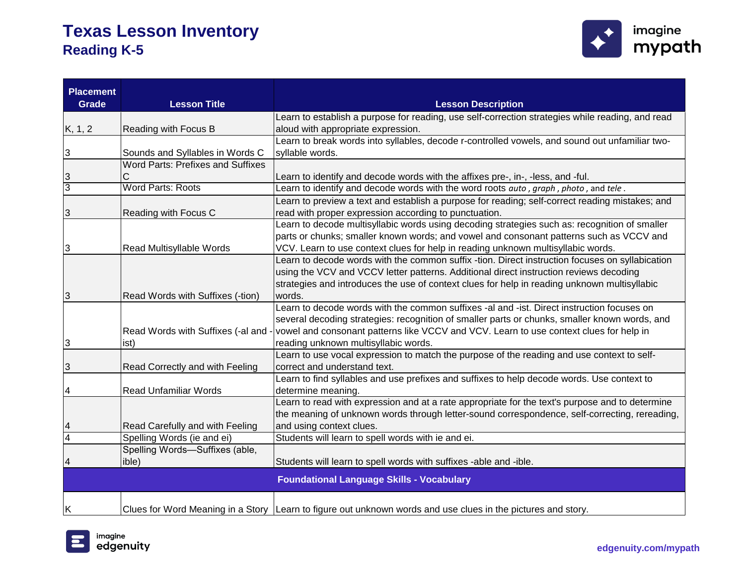# Texas Lesson Inventory
## Reading K-5

| Placement Grade | Lesson Title | Lesson Description |
|---|---|---|
| K, 1, 2 | Reading with Focus B | Learn to establish a purpose for reading, use self-correction strategies while reading, and read aloud with appropriate expression. |
| 3 | Sounds and Syllables in Words C | Learn to break words into syllables, decode r-controlled vowels, and sound out unfamiliar two-syllable words. |
| 3 | Word Parts: Prefixes and Suffixes C | Learn to identify and decode words with the affixes pre-, in-, -less, and -ful. |
| 3 | Word Parts: Roots | Learn to identify and decode words with the word roots *auto* , *graph* , *photo* , and *tele* . |
| 3 | Reading with Focus C | Learn to preview a text and establish a purpose for reading; self-correct reading mistakes; and read with proper expression according to punctuation. |
| 3 | Read Multisyllable Words | Learn to decode multisyllabic words using decoding strategies such as: recognition of smaller parts or chunks; smaller known words; and vowel and consonant patterns such as VCCV and VCV. Learn to use context clues for help in reading unknown multisyllabic words. |
| 3 | Read Words with Suffixes (-tion) | Learn to decode words with the common suffix -tion. Direct instruction focuses on syllabication using the VCV and VCCV letter patterns. Additional direct instruction reviews decoding strategies and introduces the use of context clues for help in reading unknown multisyllabic words. |
| 3 | Read Words with Suffixes (-al and -ist) | Learn to decode words with the common suffixes -al and -ist. Direct instruction focuses on several decoding strategies: recognition of smaller parts or chunks, smaller known words, and vowel and consonant patterns like VCCV and VCV. Learn to use context clues for help in reading unknown multisyllabic words. |
| 3 | Read Correctly and with Feeling | Learn to use vocal expression to match the purpose of the reading and use context to self-correct and understand text. |
| 4 | Read Unfamiliar Words | Learn to find syllables and use prefixes and suffixes to help decode words. Use context to determine meaning. |
| 4 | Read Carefully and with Feeling | Learn to read with expression and at a rate appropriate for the text's purpose and to determine the meaning of unknown words through letter-sound correspondence, self-correcting, rereading, and using context clues. |
| 4 | Spelling Words (ie and ei) | Students will learn to spell words with ie and ei. |
| 4 | Spelling Words—Suffixes (able, ible) | Students will learn to spell words with suffixes -able and -ible. |
| **Foundational Language Skills - Vocabulary** | | |
| K | Clues for Word Meaning in a Story | Learn to figure out unknown words and use clues in the pictures and story. |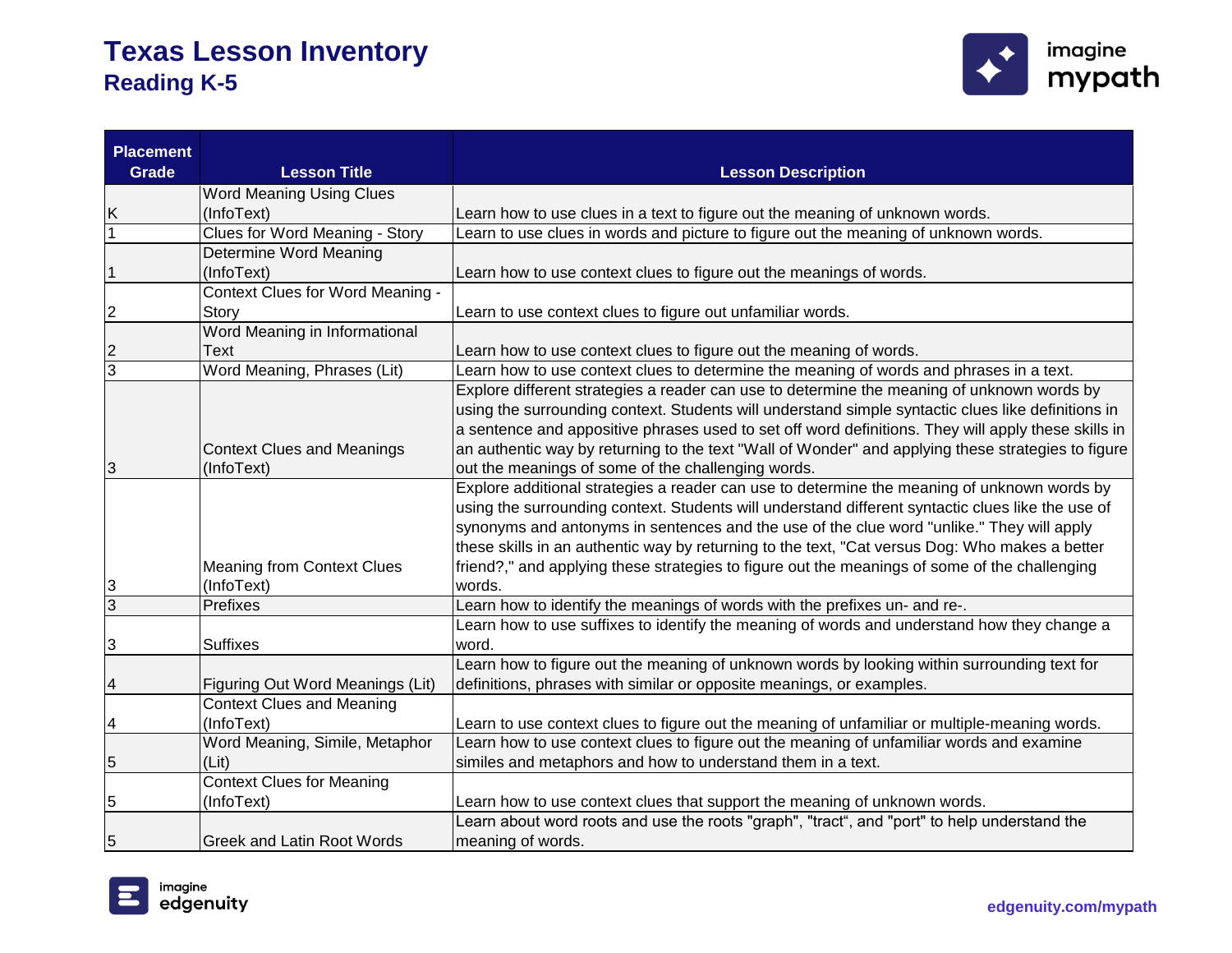# Texas Lesson Inventory
## Reading K-5

| Placement Grade | Lesson Title | Lesson Description |
|---|---|---|
| K | Word Meaning Using Clues (InfoText) | Learn how to use clues in a text to figure out the meaning of unknown words. |
| 1 | Clues for Word Meaning - Story | Learn to use clues in words and picture to figure out the meaning of unknown words. |
| 1 | Determine Word Meaning (InfoText) | Learn how to use context clues to figure out the meanings of words. |
| 2 | Context Clues for Word Meaning - Story | Learn to use context clues to figure out unfamiliar words. |
| 2 | Word Meaning in Informational Text | Learn how to use context clues to figure out the meaning of words. |
| 3 | Word Meaning, Phrases (Lit) | Learn how to use context clues to determine the meaning of words and phrases in a text. |
| 3 | Context Clues and Meanings (InfoText) | Explore different strategies a reader can use to determine the meaning of unknown words by using the surrounding context. Students will understand simple syntactic clues like definitions in a sentence and appositive phrases used to set off word definitions. They will apply these skills in an authentic way by returning to the text "Wall of Wonder" and applying these strategies to figure out the meanings of some of the challenging words. |
| 3 | Meaning from Context Clues (InfoText) | Explore additional strategies a reader can use to determine the meaning of unknown words by using the surrounding context. Students will understand different syntactic clues like the use of synonyms and antonyms in sentences and the use of the clue word "unlike." They will apply these skills in an authentic way by returning to the text, "Cat versus Dog: Who makes a better friend?," and applying these strategies to figure out the meanings of some of the challenging words. |
| 3 | Prefixes | Learn how to identify the meanings of words with the prefixes un- and re-. |
| 3 | Suffixes | Learn how to use suffixes to identify the meaning of words and understand how they change a word. |
| 4 | Figuring Out Word Meanings (Lit) | Learn how to figure out the meaning of unknown words by looking within surrounding text for definitions, phrases with similar or opposite meanings, or examples. |
| 4 | Context Clues and Meaning (InfoText) | Learn to use context clues to figure out the meaning of unfamiliar or multiple-meaning words. |
| 5 | Word Meaning, Simile, Metaphor (Lit) | Learn how to use context clues to figure out the meaning of unfamiliar words and examine similes and metaphors and how to understand them in a text. |
| 5 | Context Clues for Meaning (InfoText) | Learn how to use context clues that support the meaning of unknown words. |
| 5 | Greek and Latin Root Words | Learn about word roots and use the roots "graph", "tract", and "port" to help understand the meaning of words. |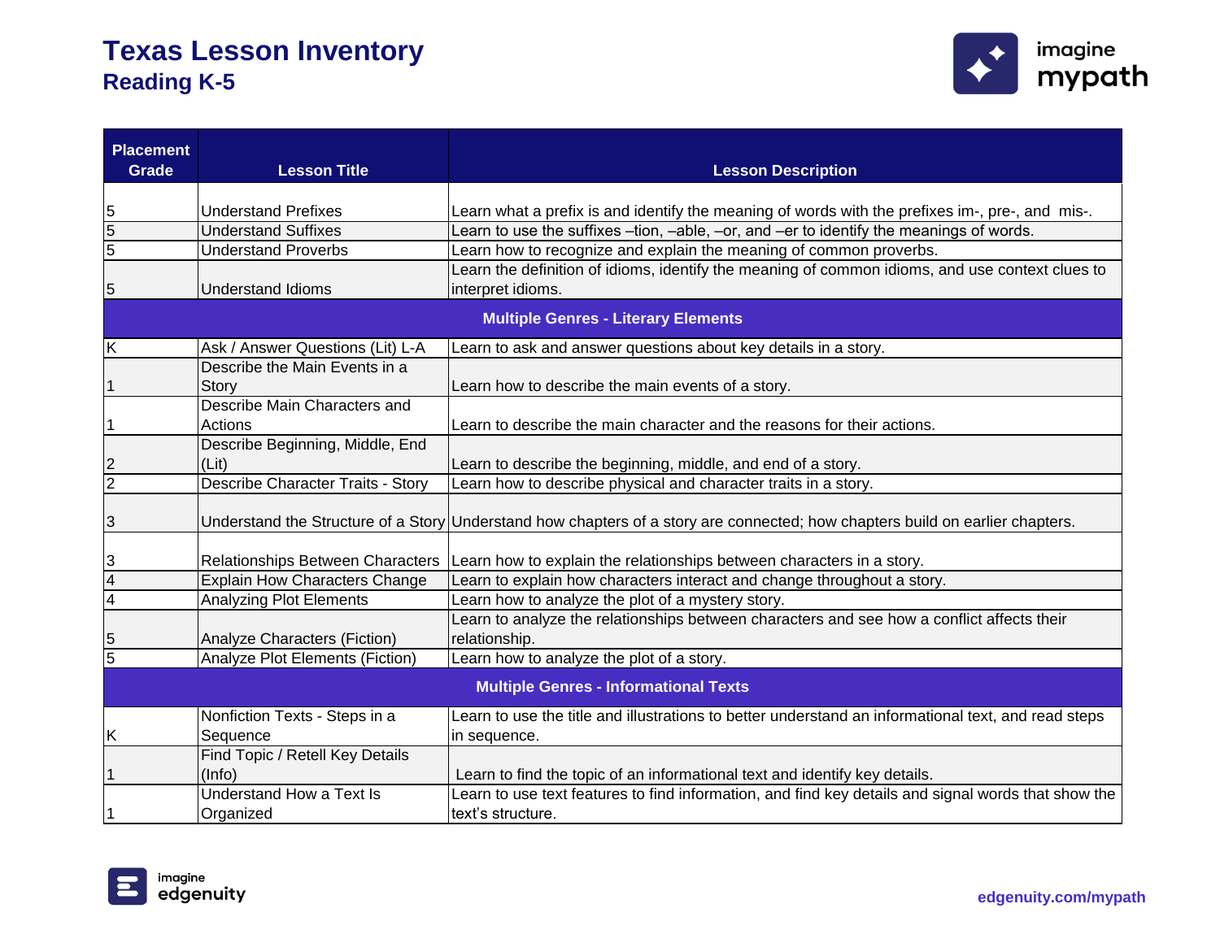# Texas Lesson Inventory
## Reading K-5

| Placement Grade | Lesson Title | Lesson Description |
|---|---|---|
| 5 | Understand Prefixes | Learn what a prefix is and identify the meaning of words with the prefixes im-, pre-, and mis-. |
| 5 | Understand Suffixes | Learn to use the suffixes –tion, –able, –or, and –er to identify the meanings of words. |
| 5 | Understand Proverbs | Learn how to recognize and explain the meaning of common proverbs. |
| 5 | Understand Idioms | Learn the definition of idioms, identify the meaning of common idioms, and use context clues to interpret idioms. |
| **Multiple Genres - Literary Elements** | | |
| K | Ask / Answer Questions (Lit) L-A | Learn to ask and answer questions about key details in a story. |
| 1 | Describe the Main Events in a Story | Learn how to describe the main events of a story. |
| 1 | Describe Main Characters and Actions | Learn to describe the main character and the reasons for their actions. |
| 2 | Describe Beginning, Middle, End (Lit) | Learn to describe the beginning, middle, and end of a story. |
| 2 | Describe Character Traits - Story | Learn how to describe physical and character traits in a story. |
| 3 | Understand the Structure of a Story | Understand how chapters of a story are connected; how chapters build on earlier chapters. |
| 3 | Relationships Between Characters | Learn how to explain the relationships between characters in a story. |
| 4 | Explain How Characters Change | Learn to explain how characters interact and change throughout a story. |
| 4 | Analyzing Plot Elements | Learn how to analyze the plot of a mystery story. |
| 5 | Analyze Characters (Fiction) | Learn to analyze the relationships between characters and see how a conflict affects their relationship. |
| 5 | Analyze Plot Elements (Fiction) | Learn how to analyze the plot of a story. |
| **Multiple Genres - Informational Texts** | | |
| K | Nonfiction Texts - Steps in a Sequence | Learn to use the title and illustrations to better understand an informational text, and read steps in sequence. |
| 1 | Find Topic / Retell Key Details (Info) | Learn to find the topic of an informational text and identify key details. |
| 1 | Understand How a Text Is Organized | Learn to use text features to find information, and find key details and signal words that show the text's structure. |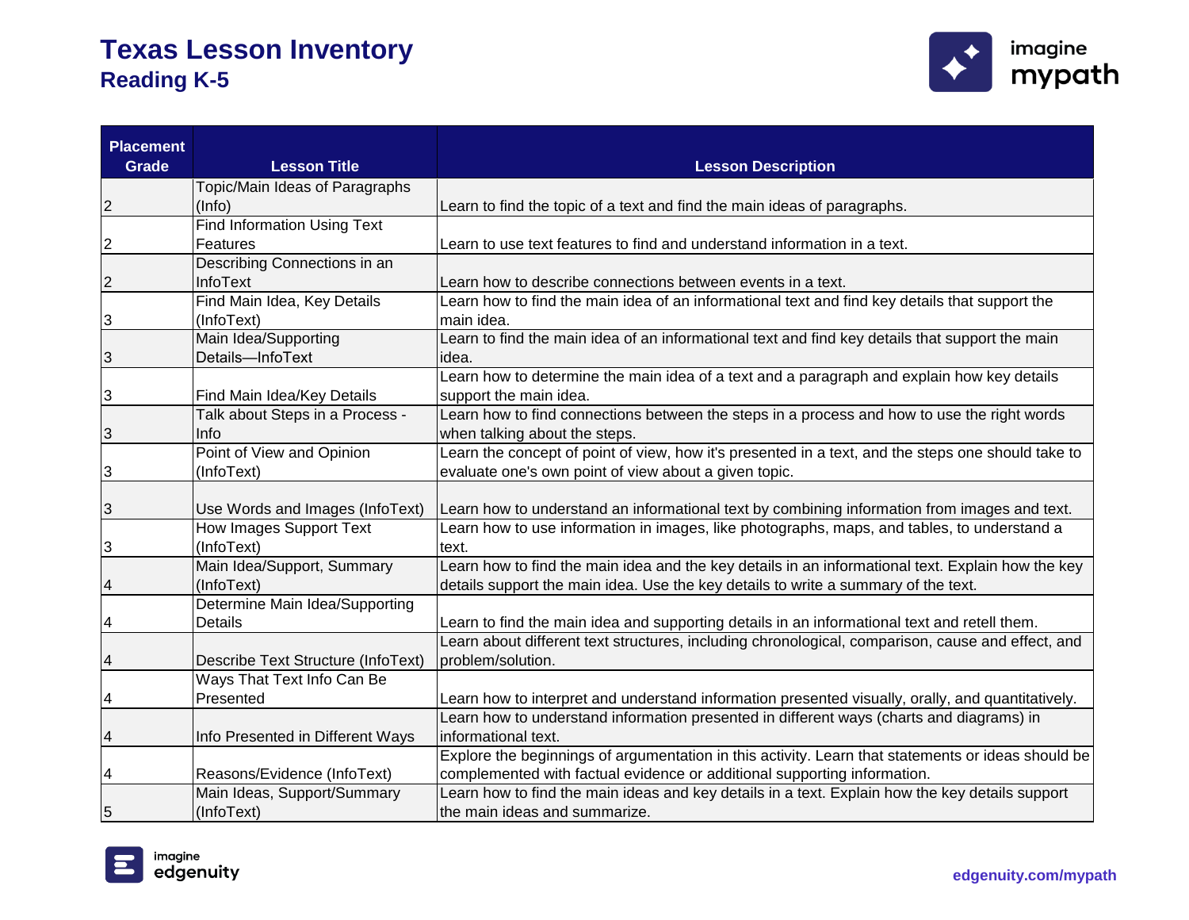# Texas Lesson Inventory
## Reading K-5

| Placement Grade | Lesson Title | Lesson Description |
|---|---|---|
| 2 | Topic/Main Ideas of Paragraphs (Info) | Learn to find the topic of a text and find the main ideas of paragraphs. |
| 2 | Find Information Using Text Features | Learn to use text features to find and understand information in a text. |
| 2 | Describing Connections in an InfoText | Learn how to describe connections between events in a text. |
| 3 | Find Main Idea, Key Details (InfoText) | Learn how to find the main idea of an informational text and find key details that support the main idea. |
| 3 | Main Idea/Supporting Details—InfoText | Learn to find the main idea of an informational text and find key details that support the main idea. |
| 3 | Find Main Idea/Key Details | Learn how to determine the main idea of a text and a paragraph and explain how key details support the main idea. |
| 3 | Talk about Steps in a Process - Info | Learn how to find connections between the steps in a process and how to use the right words when talking about the steps. |
| 3 | Point of View and Opinion (InfoText) | Learn the concept of point of view, how it's presented in a text, and the steps one should take to evaluate one's own point of view about a given topic. |
| 3 | Use Words and Images (InfoText) | Learn how to understand an informational text by combining information from images and text. |
| 3 | How Images Support Text (InfoText) | Learn how to use information in images, like photographs, maps, and tables, to understand a text. |
| 4 | Main Idea/Support, Summary (InfoText) | Learn how to find the main idea and the key details in an informational text. Explain how the key details support the main idea. Use the key details to write a summary of the text. |
| 4 | Determine Main Idea/Supporting Details | Learn to find the main idea and supporting details in an informational text and retell them. |
| 4 | Describe Text Structure (InfoText) | Learn about different text structures, including chronological, comparison, cause and effect, and problem/solution. |
| 4 | Ways That Text Info Can Be Presented | Learn how to interpret and understand information presented visually, orally, and quantitatively. |
| 4 | Info Presented in Different Ways | Learn how to understand information presented in different ways (charts and diagrams) in informational text. |
| 4 | Reasons/Evidence (InfoText) | Explore the beginnings of argumentation in this activity. Learn that statements or ideas should be complemented with factual evidence or additional supporting information. |
| 5 | Main Ideas, Support/Summary (InfoText) | Learn how to find the main ideas and key details in a text. Explain how the key details support the main ideas and summarize. |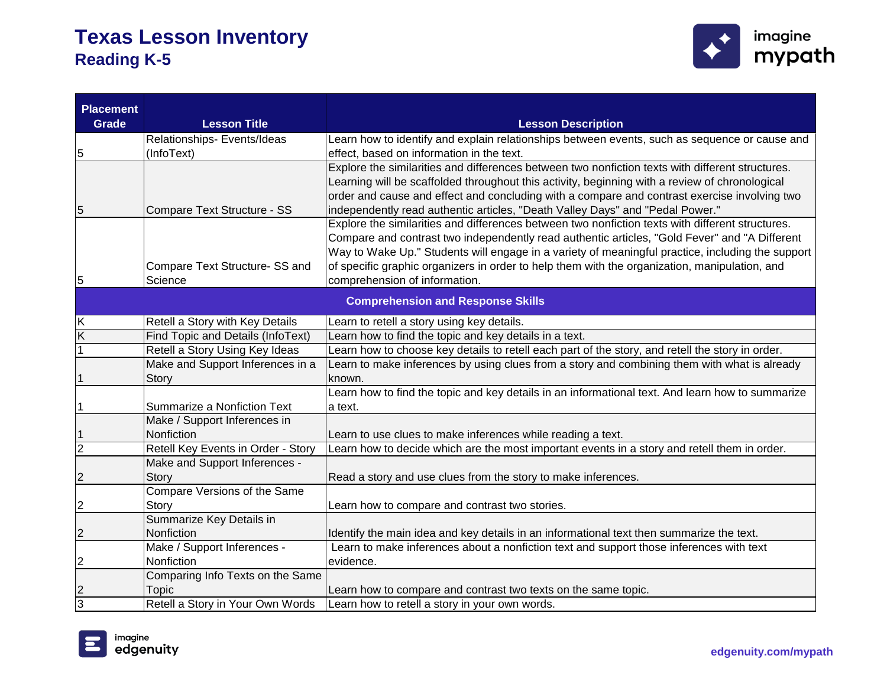# Texas Lesson Inventory
## Reading K-5

| Placement Grade | Lesson Title | Lesson Description |
|---|---|---|
| 5 | Relationships- Events/Ideas (InfoText) | Learn how to identify and explain relationships between events, such as sequence or cause and effect, based on information in the text. |
| 5 | Compare Text Structure - SS | Explore the similarities and differences between two nonfiction texts with different structures. Learning will be scaffolded throughout this activity, beginning with a review of chronological order and cause and effect and concluding with a compare and contrast exercise involving two independently read authentic articles, "Death Valley Days" and "Pedal Power." |
| 5 | Compare Text Structure- SS and Science | Explore the similarities and differences between two nonfiction texts with different structures. Compare and contrast two independently read authentic articles, "Gold Fever" and "A Different Way to Wake Up." Students will engage in a variety of meaningful practice, including the support of specific graphic organizers in order to help them with the organization, manipulation, and comprehension of information. |
| **Comprehension and Response Skills** | | |
| K | Retell a Story with Key Details | Learn to retell a story using key details. |
| K | Find Topic and Details (InfoText) | Learn how to find the topic and key details in a text. |
| 1 | Retell a Story Using Key Ideas | Learn how to choose key details to retell each part of the story, and retell the story in order. |
| 1 | Make and Support Inferences in a Story | Learn to make inferences by using clues from a story and combining them with what is already known. |
| 1 | Summarize a Nonfiction Text | Learn how to find the topic and key details in an informational text. And learn how to summarize a text. |
| 1 | Make / Support Inferences in Nonfiction | Learn to use clues to make inferences while reading a text. |
| 2 | Retell Key Events in Order - Story | Learn how to decide which are the most important events in a story and retell them in order. |
| 2 | Make and Support Inferences - Story | Read a story and use clues from the story to make inferences. |
| 2 | Compare Versions of the Same Story | Learn how to compare and contrast two stories. |
| 2 | Summarize Key Details in Nonfiction | Identify the main idea and key details in an informational text then summarize the text. |
| 2 | Make / Support Inferences - Nonfiction | Learn to make inferences about a nonfiction text and support those inferences with text evidence. |
| 2 | Comparing Info Texts on the Same Topic | Learn how to compare and contrast two texts on the same topic. |
| 3 | Retell a Story in Your Own Words | Learn how to retell a story in your own words. |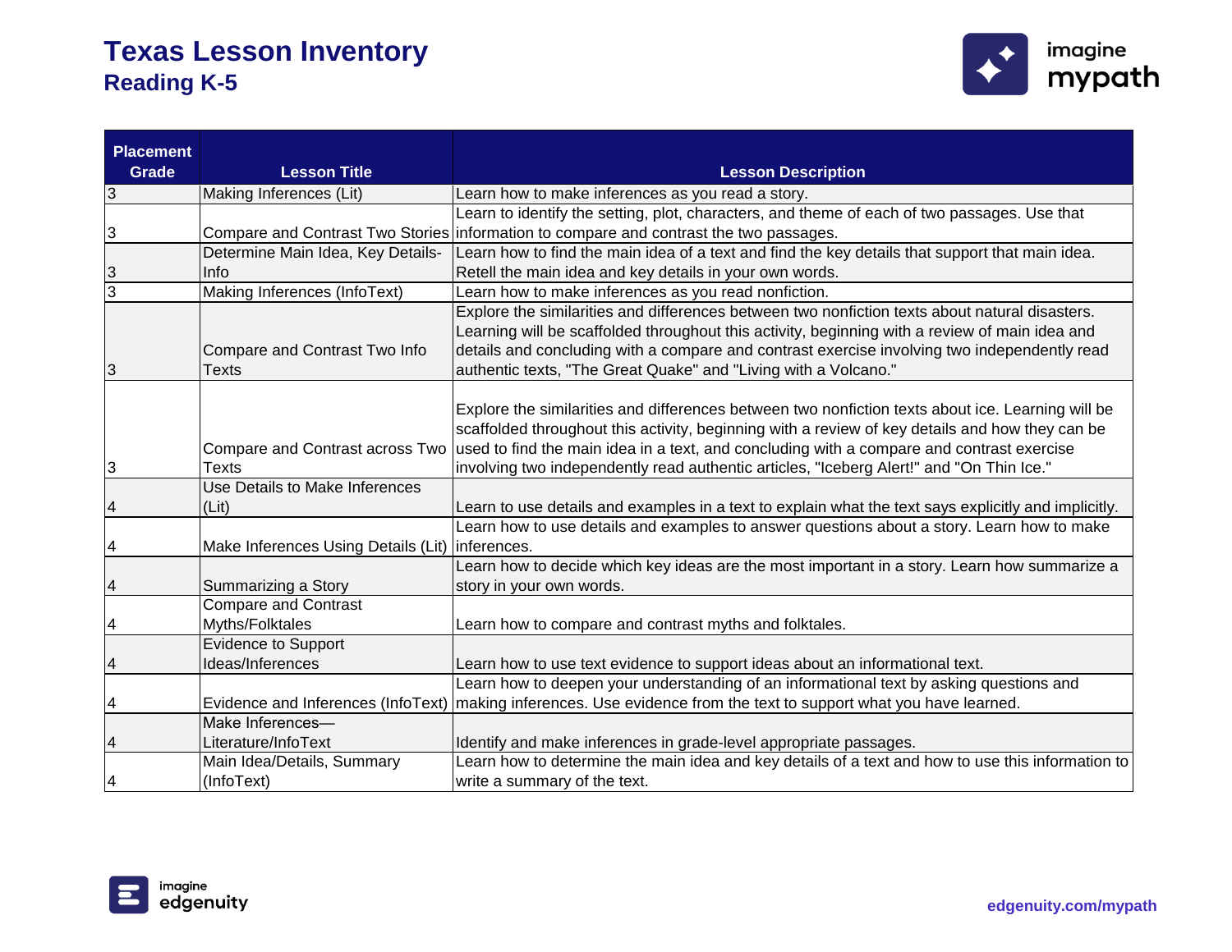# Texas Lesson Inventory

## Reading K-5

| Placement Grade | Lesson Title | Lesson Description |
|---|---|---|
| 3 | Making Inferences (Lit) | Learn how to make inferences as you read a story. |
| 3 | Compare and Contrast Two Stories | Learn to identify the setting, plot, characters, and theme of each of two passages. Use that information to compare and contrast the two passages. |
| 3 | Determine Main Idea, Key Details-Info | Learn how to find the main idea of a text and find the key details that support that main idea. Retell the main idea and key details in your own words. |
| 3 | Making Inferences (InfoText) | Learn how to make inferences as you read nonfiction. |
| 3 | Compare and Contrast Two Info Texts | Explore the similarities and differences between two nonfiction texts about natural disasters. Learning will be scaffolded throughout this activity, beginning with a review of main idea and details and concluding with a compare and contrast exercise involving two independently read authentic texts, "The Great Quake" and "Living with a Volcano." |
| 3 | Compare and Contrast across Two Texts | Explore the similarities and differences between two nonfiction texts about ice. Learning will be scaffolded throughout this activity, beginning with a review of key details and how they can be used to find the main idea in a text, and concluding with a compare and contrast exercise involving two independently read authentic articles, "Iceberg Alert!" and "On Thin Ice." |
| 4 | Use Details to Make Inferences (Lit) | Learn to use details and examples in a text to explain what the text says explicitly and implicitly. |
| 4 | Make Inferences Using Details (Lit) | Learn how to use details and examples to answer questions about a story. Learn how to make inferences. |
| 4 | Summarizing a Story | Learn how to decide which key ideas are the most important in a story. Learn how summarize a story in your own words. |
| 4 | Compare and Contrast Myths/Folktales | Learn how to compare and contrast myths and folktales. |
| 4 | Evidence to Support Ideas/Inferences | Learn how to use text evidence to support ideas about an informational text. |
| 4 | Evidence and Inferences (InfoText) | Learn how to deepen your understanding of an informational text by asking questions and making inferences. Use evidence from the text to support what you have learned. |
| 4 | Make Inferences—Literature/InfoText | Identify and make inferences in grade-level appropriate passages. |
| 4 | Main Idea/Details, Summary (InfoText) | Learn how to determine the main idea and key details of a text and how to use this information to write a summary of the text. |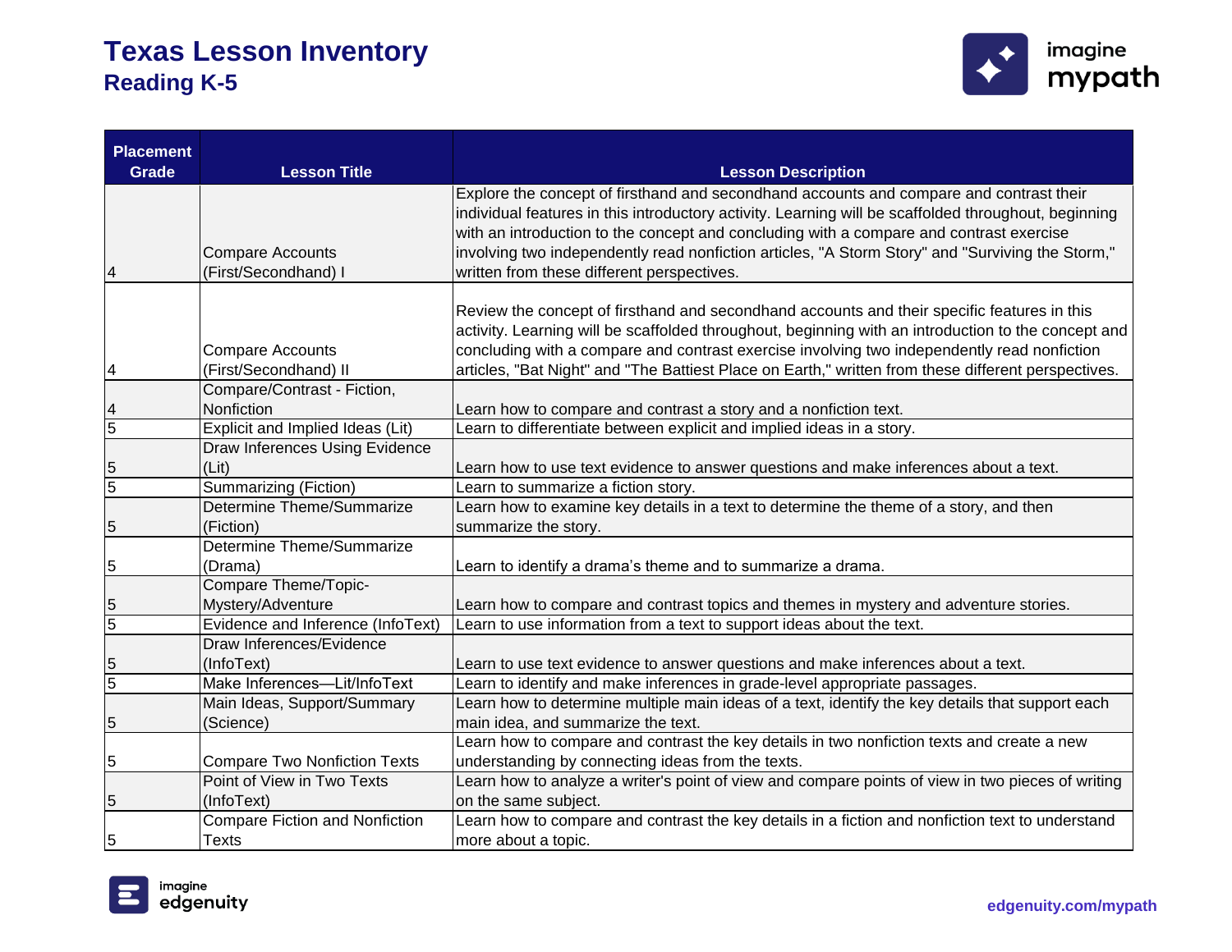# Texas Lesson Inventory

## Reading K-5

| Placement Grade | Lesson Title | Lesson Description |
|---|---|---|
| 4 | Compare Accounts (First/Secondhand) I | Explore the concept of firsthand and secondhand accounts and compare and contrast their individual features in this introductory activity. Learning will be scaffolded throughout, beginning with an introduction to the concept and concluding with a compare and contrast exercise involving two independently read nonfiction articles, "A Storm Story" and "Surviving the Storm," written from these different perspectives. |
| 4 | Compare Accounts (First/Secondhand) II | Review the concept of firsthand and secondhand accounts and their specific features in this activity. Learning will be scaffolded throughout, beginning with an introduction to the concept and concluding with a compare and contrast exercise involving two independently read nonfiction articles, "Bat Night" and "The Battiest Place on Earth," written from these different perspectives. |
| 4 | Compare/Contrast - Fiction, Nonfiction | Learn how to compare and contrast a story and a nonfiction text. |
| 5 | Explicit and Implied Ideas (Lit) | Learn to differentiate between explicit and implied ideas in a story. |
| 5 | Draw Inferences Using Evidence (Lit) | Learn how to use text evidence to answer questions and make inferences about a text. |
| 5 | Summarizing (Fiction) | Learn to summarize a fiction story. |
| 5 | Determine Theme/Summarize (Fiction) | Learn how to examine key details in a text to determine the theme of a story, and then summarize the story. |
| 5 | Determine Theme/Summarize (Drama) | Learn to identify a drama's theme and to summarize a drama. |
| 5 | Compare Theme/Topic-Mystery/Adventure | Learn how to compare and contrast topics and themes in mystery and adventure stories. |
| 5 | Evidence and Inference (InfoText) | Learn to use information from a text to support ideas about the text. |
| 5 | Draw Inferences/Evidence (InfoText) | Learn to use text evidence to answer questions and make inferences about a text. |
| 5 | Make Inferences—Lit/InfoText | Learn to identify and make inferences in grade-level appropriate passages. |
| 5 | Main Ideas, Support/Summary (Science) | Learn how to determine multiple main ideas of a text, identify the key details that support each main idea, and summarize the text. |
| 5 | Compare Two Nonfiction Texts | Learn how to compare and contrast the key details in two nonfiction texts and create a new understanding by connecting ideas from the texts. |
| 5 | Point of View in Two Texts (InfoText) | Learn how to analyze a writer's point of view and compare points of view in two pieces of writing on the same subject. |
| 5 | Compare Fiction and Nonfiction Texts | Learn how to compare and contrast the key details in a fiction and nonfiction text to understand more about a topic. |

edgenuity.com/mypath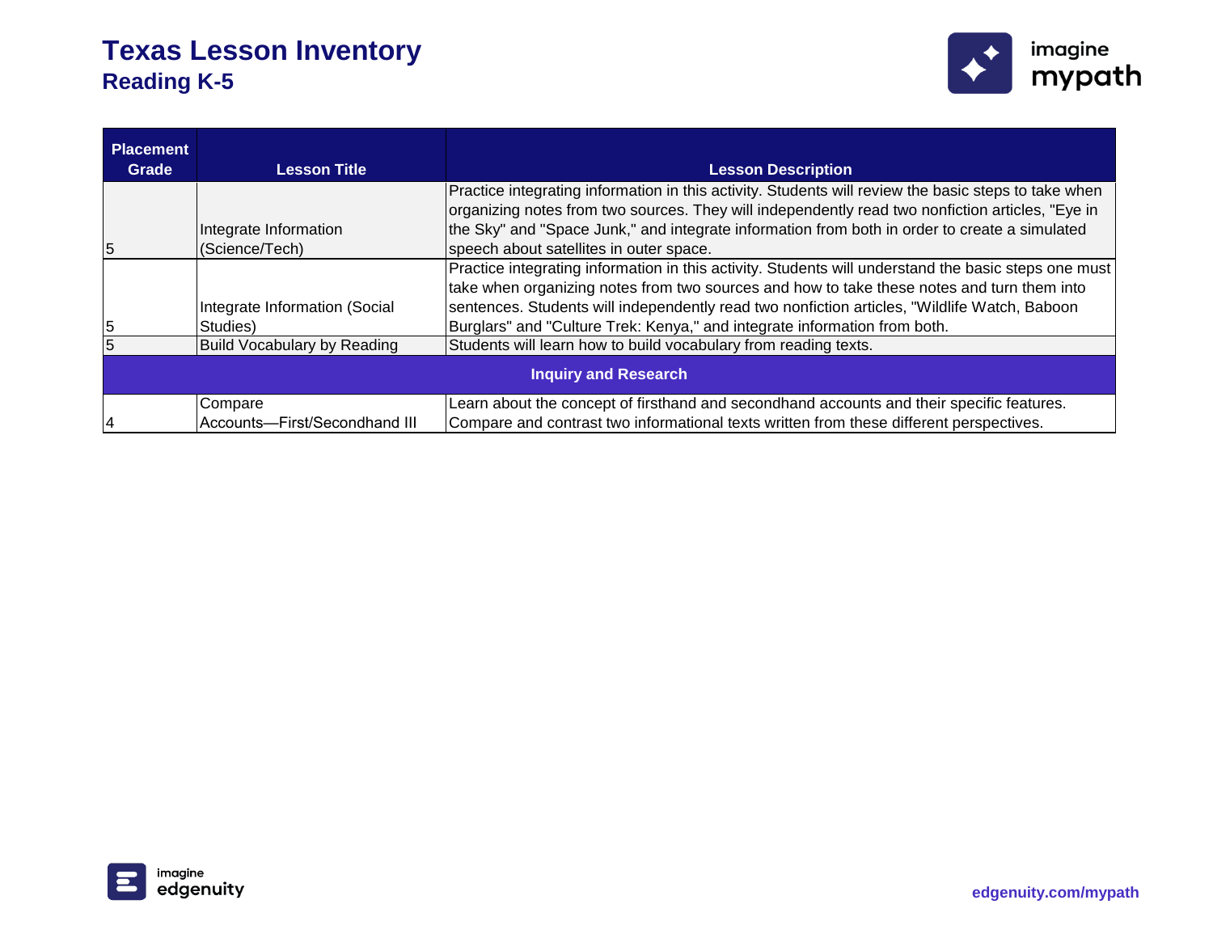# Texas Lesson Inventory

## Reading K-5

| Placement Grade | Lesson Title | Lesson Description |
|---|---|---|
| 5 | Integrate Information (Science/Tech) | Practice integrating information in this activity. Students will review the basic steps to take when organizing notes from two sources. They will independently read two nonfiction articles, "Eye in the Sky" and "Space Junk," and integrate information from both in order to create a simulated speech about satellites in outer space. |
| 5 | Integrate Information (Social Studies) | Practice integrating information in this activity. Students will understand the basic steps one must take when organizing notes from two sources and how to take these notes and turn them into sentences. Students will independently read two nonfiction articles, "Wildlife Watch, Baboon Burglars" and "Culture Trek: Kenya," and integrate information from both. |
| 5 | Build Vocabulary by Reading | Students will learn how to build vocabulary from reading texts. |
| **Inquiry and Research** | | |
| 4 | Compare Accounts—First/Secondhand III | Learn about the concept of firsthand and secondhand accounts and their specific features. Compare and contrast two informational texts written from these different perspectives. |

edgenuity.com/mypath